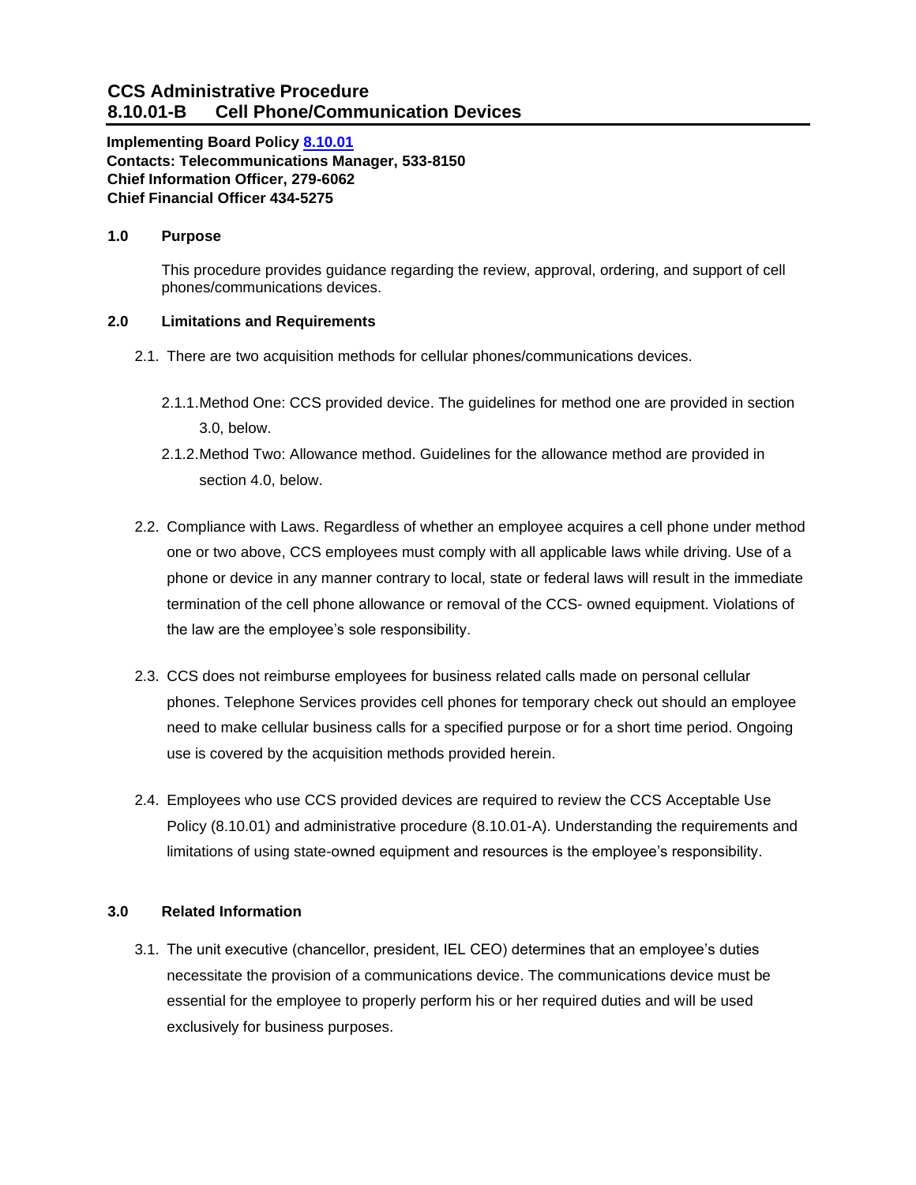# CCS Administrative Procedure
# 8.10.01-B Cell Phone/Communication Devices

**Implementing Board Policy 8.10.01**
**Contacts: Telecommunications Manager, 533-8150**
**Chief Information Officer, 279-6062**
**Chief Financial Officer 434-5275**

## 1.0 Purpose

This procedure provides guidance regarding the review, approval, ordering, and support of cell phones/communications devices.

## 2.0 Limitations and Requirements

2.1. There are two acquisition methods for cellular phones/communications devices.

2.1.1. Method One: CCS provided device. The guidelines for method one are provided in section 3.0, below.

2.1.2. Method Two: Allowance method. Guidelines for the allowance method are provided in section 4.0, below.

2.2. Compliance with Laws. Regardless of whether an employee acquires a cell phone under method one or two above, CCS employees must comply with all applicable laws while driving. Use of a phone or device in any manner contrary to local, state or federal laws will result in the immediate termination of the cell phone allowance or removal of the CCS- owned equipment. Violations of the law are the employee's sole responsibility.

2.3. CCS does not reimburse employees for business related calls made on personal cellular phones. Telephone Services provides cell phones for temporary check out should an employee need to make cellular business calls for a specified purpose or for a short time period. Ongoing use is covered by the acquisition methods provided herein.

2.4. Employees who use CCS provided devices are required to review the CCS Acceptable Use Policy (8.10.01) and administrative procedure (8.10.01-A). Understanding the requirements and limitations of using state-owned equipment and resources is the employee's responsibility.

## 3.0 Related Information

3.1. The unit executive (chancellor, president, IEL CEO) determines that an employee's duties necessitate the provision of a communications device. The communications device must be essential for the employee to properly perform his or her required duties and will be used exclusively for business purposes.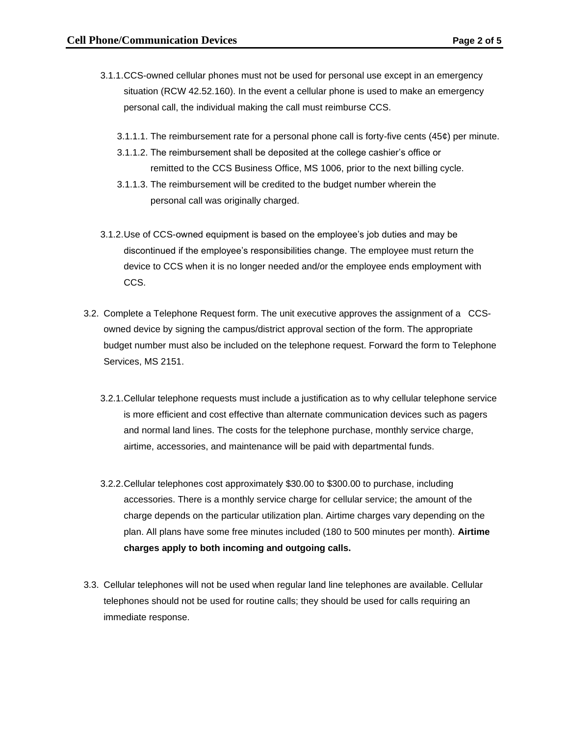3.1.1. CCS-owned cellular phones must not be used for personal use except in an emergency situation (RCW 42.52.160). In the event a cellular phone is used to make an emergency personal call, the individual making the call must reimburse CCS.

3.1.1.1. The reimbursement rate for a personal phone call is forty-five cents (45¢) per minute.

3.1.1.2. The reimbursement shall be deposited at the college cashier's office or remitted to the CCS Business Office, MS 1006, prior to the next billing cycle.

3.1.1.3. The reimbursement will be credited to the budget number wherein the personal call was originally charged.

3.1.2. Use of CCS-owned equipment is based on the employee's job duties and may be discontinued if the employee's responsibilities change. The employee must return the device to CCS when it is no longer needed and/or the employee ends employment with CCS.

3.2. Complete a Telephone Request form. The unit executive approves the assignment of a CCS-owned device by signing the campus/district approval section of the form. The appropriate budget number must also be included on the telephone request. Forward the form to Telephone Services, MS 2151.

3.2.1. Cellular telephone requests must include a justification as to why cellular telephone service is more efficient and cost effective than alternate communication devices such as pagers and normal land lines. The costs for the telephone purchase, monthly service charge, airtime, accessories, and maintenance will be paid with departmental funds.

3.2.2. Cellular telephones cost approximately $30.00 to $300.00 to purchase, including accessories. There is a monthly service charge for cellular service; the amount of the charge depends on the particular utilization plan. Airtime charges vary depending on the plan. All plans have some free minutes included (180 to 500 minutes per month). **Airtime charges apply to both incoming and outgoing calls.**

3.3. Cellular telephones will not be used when regular land line telephones are available. Cellular telephones should not be used for routine calls; they should be used for calls requiring an immediate response.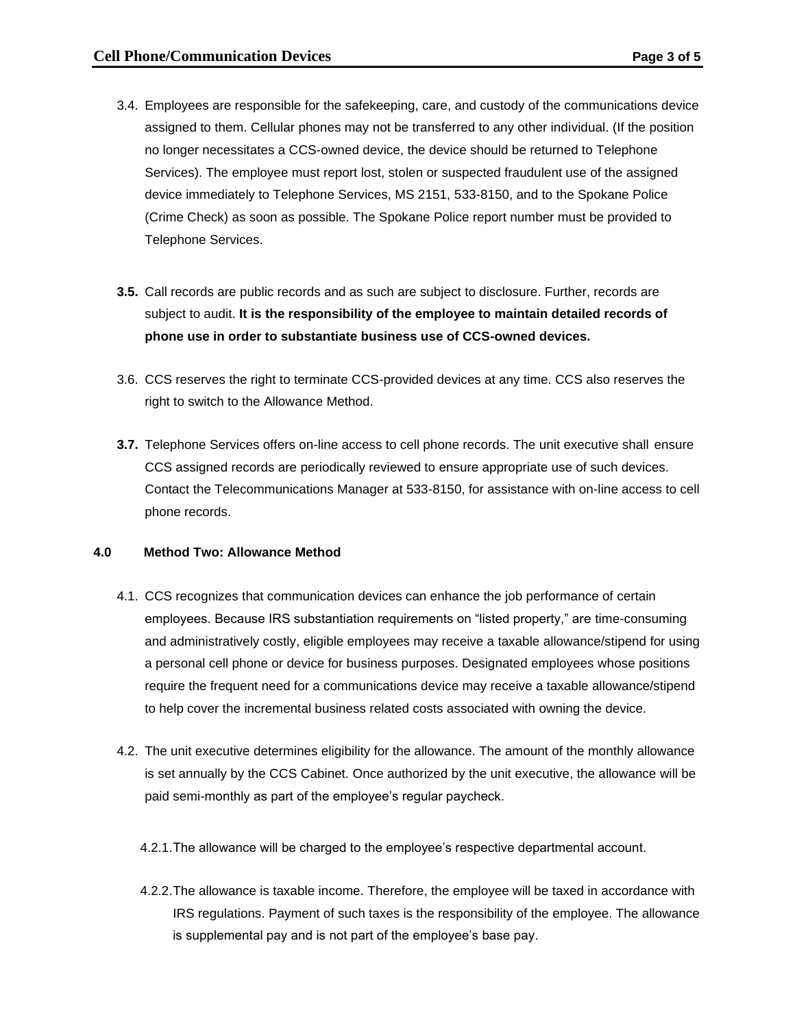3.4. Employees are responsible for the safekeeping, care, and custody of the communications device assigned to them. Cellular phones may not be transferred to any other individual. (If the position no longer necessitates a CCS-owned device, the device should be returned to Telephone Services). The employee must report lost, stolen or suspected fraudulent use of the assigned device immediately to Telephone Services, MS 2151, 533-8150, and to the Spokane Police (Crime Check) as soon as possible. The Spokane Police report number must be provided to Telephone Services.

**3.5.** Call records are public records and as such are subject to disclosure. Further, records are subject to audit. **It is the responsibility of the employee to maintain detailed records of phone use in order to substantiate business use of CCS-owned devices.**

3.6. CCS reserves the right to terminate CCS-provided devices at any time. CCS also reserves the right to switch to the Allowance Method.

**3.7.** Telephone Services offers on-line access to cell phone records. The unit executive shall ensure CCS assigned records are periodically reviewed to ensure appropriate use of such devices. Contact the Telecommunications Manager at 533-8150, for assistance with on-line access to cell phone records.

### 4.0 Method Two: Allowance Method

4.1. CCS recognizes that communication devices can enhance the job performance of certain employees. Because IRS substantiation requirements on “listed property,” are time-consuming and administratively costly, eligible employees may receive a taxable allowance/stipend for using a personal cell phone or device for business purposes. Designated employees whose positions require the frequent need for a communications device may receive a taxable allowance/stipend to help cover the incremental business related costs associated with owning the device.

4.2. The unit executive determines eligibility for the allowance. The amount of the monthly allowance is set annually by the CCS Cabinet. Once authorized by the unit executive, the allowance will be paid semi-monthly as part of the employee’s regular paycheck.

4.2.1. The allowance will be charged to the employee’s respective departmental account.

4.2.2. The allowance is taxable income. Therefore, the employee will be taxed in accordance with IRS regulations. Payment of such taxes is the responsibility of the employee. The allowance is supplemental pay and is not part of the employee’s base pay.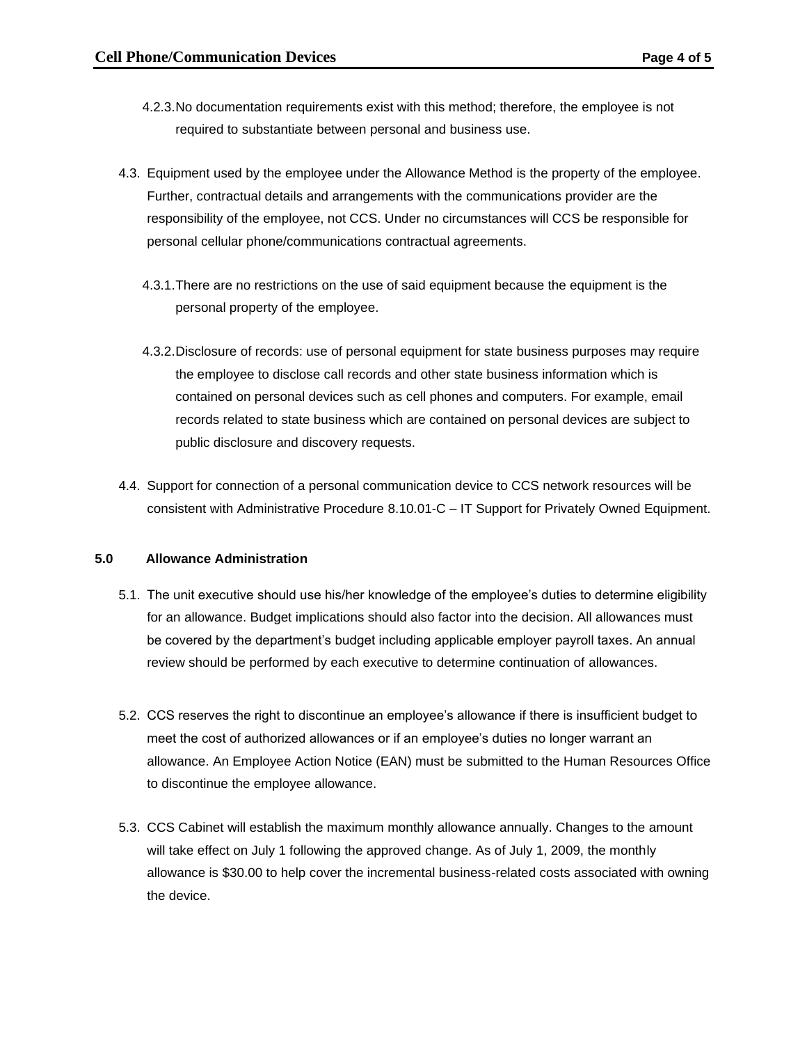4.2.3. No documentation requirements exist with this method; therefore, the employee is not required to substantiate between personal and business use.

4.3. Equipment used by the employee under the Allowance Method is the property of the employee. Further, contractual details and arrangements with the communications provider are the responsibility of the employee, not CCS. Under no circumstances will CCS be responsible for personal cellular phone/communications contractual agreements.

4.3.1. There are no restrictions on the use of said equipment because the equipment is the personal property of the employee.

4.3.2. Disclosure of records: use of personal equipment for state business purposes may require the employee to disclose call records and other state business information which is contained on personal devices such as cell phones and computers. For example, email records related to state business which are contained on personal devices are subject to public disclosure and discovery requests.

4.4. Support for connection of a personal communication device to CCS network resources will be consistent with Administrative Procedure 8.10.01-C – IT Support for Privately Owned Equipment.

**5.0 Allowance Administration**

5.1. The unit executive should use his/her knowledge of the employee's duties to determine eligibility for an allowance. Budget implications should also factor into the decision. All allowances must be covered by the department's budget including applicable employer payroll taxes. An annual review should be performed by each executive to determine continuation of allowances.

5.2. CCS reserves the right to discontinue an employee's allowance if there is insufficient budget to meet the cost of authorized allowances or if an employee's duties no longer warrant an allowance. An Employee Action Notice (EAN) must be submitted to the Human Resources Office to discontinue the employee allowance.

5.3. CCS Cabinet will establish the maximum monthly allowance annually. Changes to the amount will take effect on July 1 following the approved change. As of July 1, 2009, the monthly allowance is $30.00 to help cover the incremental business-related costs associated with owning the device.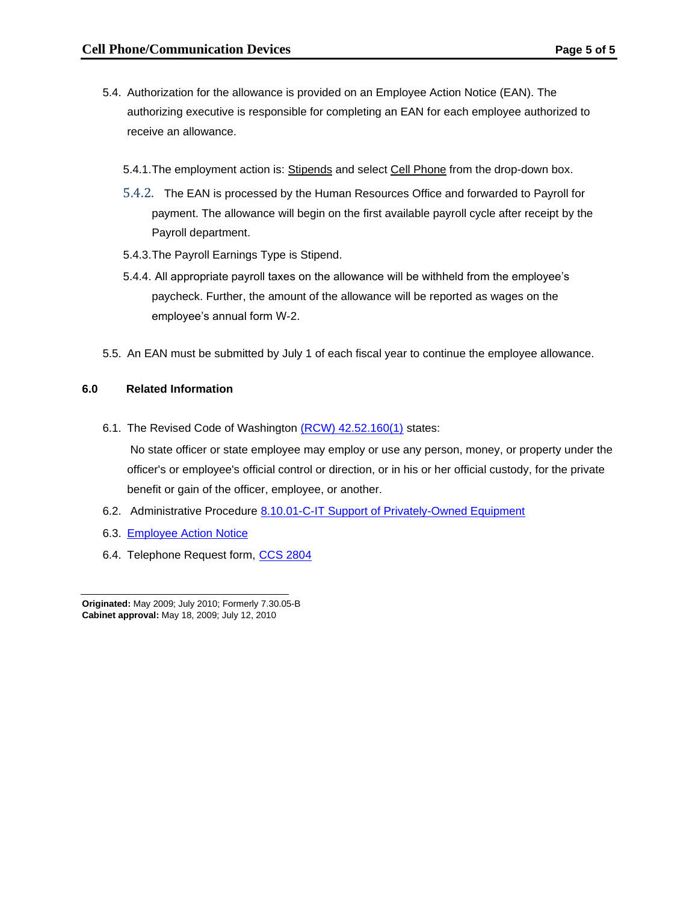5.4. Authorization for the allowance is provided on an Employee Action Notice (EAN). The authorizing executive is responsible for completing an EAN for each employee authorized to receive an allowance.

   5.4.1. The employment action is: Stipends and select Cell Phone from the drop-down box.

   5.4.2. The EAN is processed by the Human Resources Office and forwarded to Payroll for payment. The allowance will begin on the first available payroll cycle after receipt by the Payroll department.

   5.4.3. The Payroll Earnings Type is Stipend.

   5.4.4. All appropriate payroll taxes on the allowance will be withheld from the employee's paycheck. Further, the amount of the allowance will be reported as wages on the employee's annual form W-2.

5.5. An EAN must be submitted by July 1 of each fiscal year to continue the employee allowance.

## 6.0 Related Information

6.1. The Revised Code of Washington [(RCW) 42.52.160(1)]() states:

No state officer or state employee may employ or use any person, money, or property under the officer's or employee's official control or direction, or in his or her official custody, for the private benefit or gain of the officer, employee, or another.

6.2. Administrative Procedure [8.10.01-C-IT Support of Privately-Owned Equipment]()

6.3. [Employee Action Notice]()

6.4. Telephone Request form, [CCS 2804]()

---

**Originated:** May 2009; July 2010; Formerly 7.30.05-B
**Cabinet approval:** May 18, 2009; July 12, 2010